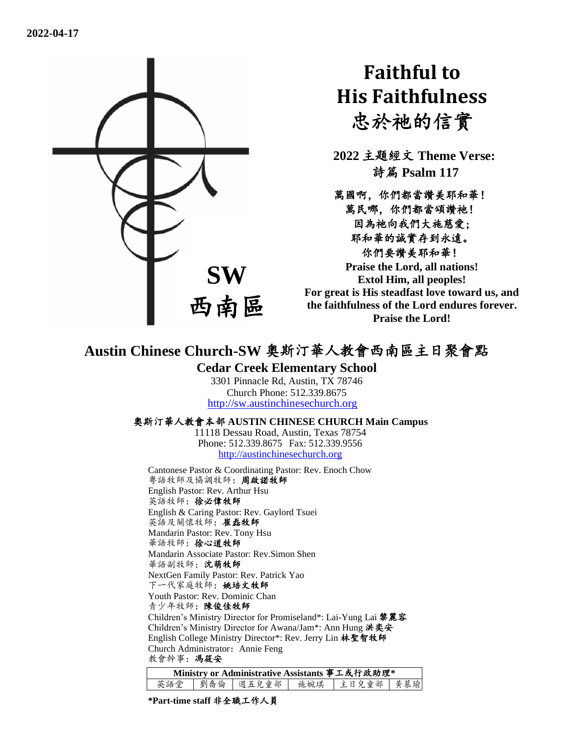**2022-04-17**

**SW**
**西南區**

# Faithful to His Faithfulness
# 忠於祂的信實

**2022 主題經文 Theme Verse:**
**詩篇 Psalm 117**

萬國啊，你們都當讚美耶和華！
萬民哪，你們都當頌讚祂！
因為祂向我們大施慈愛；
耶和華的誠實存到永遠。
你們要讚美耶和華！

**Praise the Lord, all nations!**
**Extol Him, all peoples!**
**For great is His steadfast love toward us, and the faithfulness of the Lord endures forever.**
**Praise the Lord!**

## Austin Chinese Church-SW 奧斯汀華人教會西南區主日聚會點

**Cedar Creek Elementary School**
3301 Pinnacle Rd, Austin, TX 78746
Church Phone: 512.339.8675
http://sw.austinchinesechurch.org

**奧斯汀華人教會本部 AUSTIN CHINESE CHURCH Main Campus**
11118 Dessau Road, Austin, Texas 78754
Phone: 512.339.8675 Fax: 512.339.9556
http://austinchinesechurch.org

Cantonese Pastor & Coordinating Pastor: Rev. Enoch Chow
粵語牧師及協調牧師：**周啟諾牧師**
English Pastor: Rev. Arthur Hsu
英語牧師：**徐必偉牧師**
English & Caring Pastor: Rev. Gaylord Tsuei
英語及關懷牧師：**崔磊牧師**
Mandarin Pastor: Rev. Tony Hsu
華語牧師：**徐心道牧師**
Mandarin Associate Pastor: Rev.Simon Shen
華語副牧師：**沈萌牧師**
NextGen Family Pastor: Rev. Patrick Yao
下一代家庭牧師：**姚培文牧師**
Youth Pastor: Rev. Dominic Chan
青少年牧師：**陳俊佳牧師**
Children's Ministry Director for Promiseland*: Lai-Yung Lai **黎麗容**
Children's Ministry Director for Awana/Jam*: Ann Hung **洪奕安**
English College Ministry Director*: Rev. Jerry Lin **林聖智牧師**
Church Administrator：Annie Feng
教會幹事：**馮筱安**

| Ministry or Administrative Assistants 事工或行政助理* | | | | | |
|---|---|---|---|---|---|
| 英語堂 | 劉喬倫 | 週五兒童部 | 施婉琪 | 主日兒童部 | 黃慕瑜 |

**\*Part-time staff 非全職工作人員**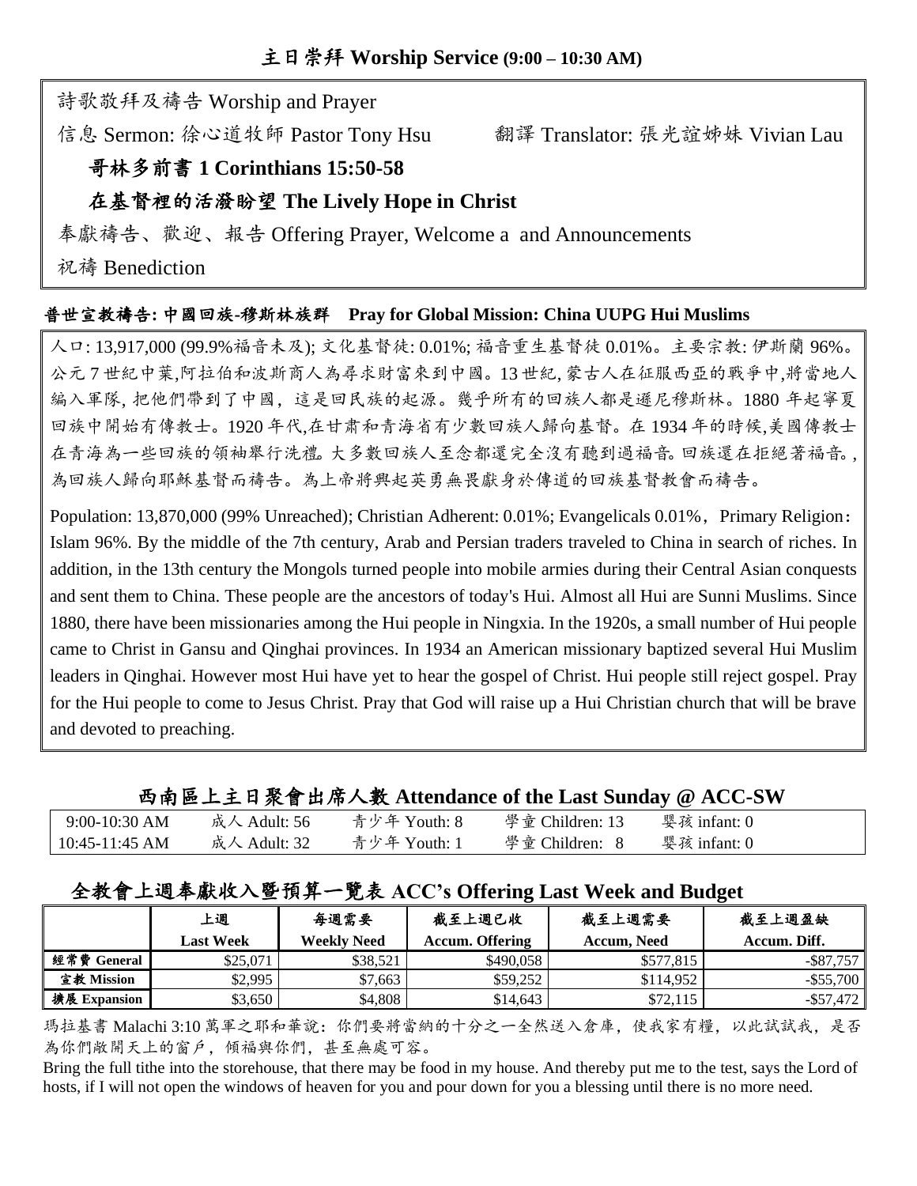## 主日崇拜 Worship Service (9:00 – 10:30 AM)

詩歌敬拜及禱告 Worship and Prayer

信息 Sermon: 徐心道牧師 Pastor Tony Hsu　　翻譯 Translator: 張光誼姊妹 Vivian Lau

**哥林多前書 1 Corinthians 15:50-58**

**在基督裡的活潑盼望 The Lively Hope in Christ**

奉獻禱告、歡迎、報告 Offering Prayer, Welcome a and Announcements

祝禱 Benediction

**普世宣教禱告: 中國回族-穆斯林族群　Pray for Global Mission: China UUPG Hui Muslims**

人口: 13,917,000 (99.9%福音未及); 文化基督徒: 0.01%; 福音重生基督徒 0.01%。主要宗教: 伊斯蘭 96%。公元 7 世紀中葉,阿拉伯和波斯商人為尋求財富來到中國。13 世紀, 蒙古人在征服西亞的戰爭中,將當地人編入軍隊, 把他們帶到了中國，這是回民族的起源。幾乎所有的回族人都是遜尼穆斯林。1880 年起寧夏回族中開始有傳教士。1920 年代,在甘肅和青海省有少數回族人歸向基督。在 1934 年的時候,美國傳教士在青海為一些回族的領袖舉行洗禮。大多數回族人至念都還完全沒有聽到過福音。回族還在拒絕著福音。, 為回族人歸向耶穌基督而禱告。為上帝將興起英勇無畏獻身於傳道的回族基督教會而禱告。

Population: 13,870,000 (99% Unreached); Christian Adherent: 0.01%; Evangelicals 0.01%，Primary Religion：Islam 96%. By the middle of the 7th century, Arab and Persian traders traveled to China in search of riches. In addition, in the 13th century the Mongols turned people into mobile armies during their Central Asian conquests and sent them to China. These people are the ancestors of today's Hui. Almost all Hui are Sunni Muslims. Since 1880, there have been missionaries among the Hui people in Ningxia. In the 1920s, a small number of Hui people came to Christ in Gansu and Qinghai provinces. In 1934 an American missionary baptized several Hui Muslim leaders in Qinghai. However most Hui have yet to hear the gospel of Christ. Hui people still reject gospel. Pray for the Hui people to come to Jesus Christ. Pray that God will raise up a Hui Christian church that will be brave and devoted to preaching.

## 西南區上主日聚會出席人數 Attendance of the Last Sunday @ ACC-SW

| 9:00-10:30 AM | 成人 Adult: 56 | 青少年 Youth: 8 | 學童 Children: 13 | 嬰孩 infant: 0 |
|---|---|---|---|---|
| 10:45-11:45 AM | 成人 Adult: 32 | 青少年 Youth: 1 | 學童 Children: 8 | 嬰孩 infant: 0 |

## 全教會上週奉獻收入暨預算一覽表 ACC's Offering Last Week and Budget

| | 上週 Last Week | 每週需要 Weekly Need | 截至上週已收 Accum. Offering | 截至上週需要 Accum, Need | 截至上週盈缺 Accum. Diff. |
|---|---|---|---|---|---|
| 經常費 General | $25,071 | $38,521 | $490,058 | $577,815 | -$87,757 |
| 宣教 Mission | $2,995 | $7,663 | $59,252 | $114,952 | -$55,700 |
| 擴展 Expansion | $3,650 | $4,808 | $14,643 | $72,115 | -$57,472 |

瑪拉基書 Malachi 3:10 萬軍之耶和華說：你們要將當納的十分之一全然送入倉庫，使我家有糧，以此試試我，是否為你們敞開天上的窗戶，傾福與你們，甚至無處可容。

Bring the full tithe into the storehouse, that there may be food in my house. And thereby put me to the test, says the Lord of hosts, if I will not open the windows of heaven for you and pour down for you a blessing until there is no more need.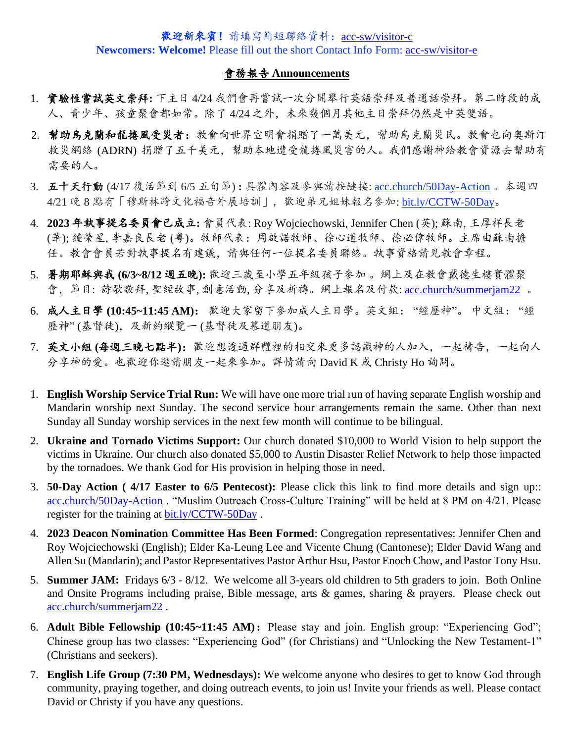**歡迎新來賓！**請填寫簡短聯絡資料：acc-sw/visitor-c
**Newcomers: Welcome!** Please fill out the short Contact Info Form: acc-sw/visitor-e

## 會務報告 Announcements

1. **實驗性嘗試英文崇拜:** 下主日 4/24 我們會再嘗試一次分開舉行英語崇拜及普通話崇拜。第二時段的成人、青少年、孩童聚會都如常。除了 4/24 之外，未來幾個月其他主日崇拜仍然是中英雙語。
2. **幫助烏克蘭和龍捲風受災者:** 教會向世界宣明會捐贈了一萬美元，幫助烏克蘭災民。教會也向奧斯汀救災網絡 (ADRN) 捐贈了五千美元，幫助本地遭受龍捲風災害的人。我們感謝神給教會資源去幫助有需要的人。
3. **五十天行動** (4/17 復活節到 6/5 五旬節) **:** 具體內容及參與請按鏈接: acc.church/50Day-Action 。本週四 4/21 晚 8 點有「穆斯林跨文化福音外展培訓」，歡迎弟兄姐妹報名參加: bit.ly/CCTW-50Day。
4. **2023 年執事提名委員會已成立:** 會員代表: Roy Wojciechowski, Jennifer Chen (英); 蘇南, 王厚祥長老 (華); 鐘榮星, 李嘉良長老 (粵)。牧師代表：周啟諾牧師、徐心道牧師、徐必偉牧師。主席由蘇南擔任。教會會員若對執事提名有建議，請與任何一位提名委員聯絡。執事資格請見教會章程。
5. **暑期耶穌與我 (6/3~8/12 週五晚):** 歡迎三歲至小學五年級孩子參加 。網上及在教會戴德生樓實體聚會，節目: 詩歌敬拜, 聖經故事, 創意活動, 分享及祈禱。網上報名及付款: acc.church/summerjam22 。
6. **成人主日學 (10:45~11:45 AM):** 歡迎大家留下參加成人主日學。英文組："經歷神"。中文組："經歷神" (基督徒)，及新約縱覽一 (基督徒及慕道朋友)。
7. **英文小組 (每週三晚七點半):** 歡迎想透過群體裡的相交來更多認識神的人加入，一起禱告，一起向人分享神的愛。也歡迎你邀請朋友一起來參加。詳情請向 David K 或 Christy Ho 詢問。

1. **English Worship Service Trial Run:** We will have one more trial run of having separate English worship and Mandarin worship next Sunday. The second service hour arrangements remain the same. Other than next Sunday all Sunday worship services in the next few month will continue to be bilingual.
2. **Ukraine and Tornado Victims Support:** Our church donated $10,000 to World Vision to help support the victims in Ukraine. Our church also donated $5,000 to Austin Disaster Relief Network to help those impacted by the tornadoes. We thank God for His provision in helping those in need.
3. **50-Day Action ( 4/17 Easter to 6/5 Pentecost):** Please click this link to find more details and sign up:: acc.church/50Day-Action . "Muslim Outreach Cross-Culture Training" will be held at 8 PM on 4/21. Please register for the training at bit.ly/CCTW-50Day .
4. **2023 Deacon Nomination Committee Has Been Formed**: Congregation representatives: Jennifer Chen and Roy Wojciechowski (English); Elder Ka-Leung Lee and Vicente Chung (Cantonese); Elder David Wang and Allen Su (Mandarin); and Pastor Representatives Pastor Arthur Hsu, Pastor Enoch Chow, and Pastor Tony Hsu.
5. **Summer JAM:** Fridays 6/3 - 8/12. We welcome all 3-years old children to 5th graders to join. Both Online and Onsite Programs including praise, Bible message, arts & games, sharing & prayers. Please check out acc.church/summerjam22 .
6. **Adult Bible Fellowship (10:45~11:45 AM):** Please stay and join. English group: "Experiencing God"; Chinese group has two classes: "Experiencing God" (for Christians) and "Unlocking the New Testament-1" (Christians and seekers).
7. **English Life Group (7:30 PM, Wednesdays):** We welcome anyone who desires to get to know God through community, praying together, and doing outreach events, to join us! Invite your friends as well. Please contact David or Christy if you have any questions.